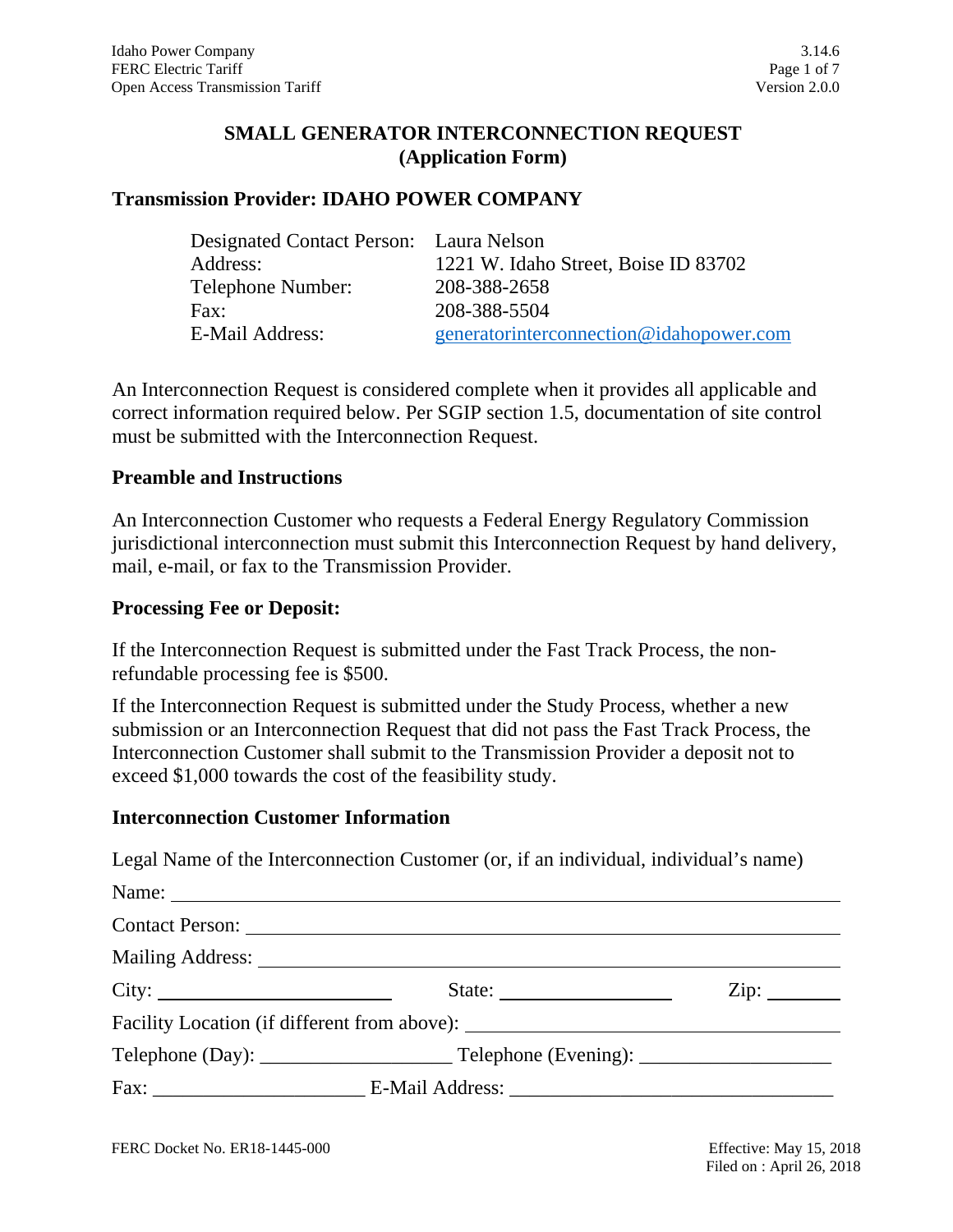# SMALL GENERATOR INTERCONNECTION REQUEST
# (Application Form)

## Transmission Provider: IDAHO POWER COMPANY

| | |
|---|---|
| Designated Contact Person: | Laura Nelson |
| Address: | 1221 W. Idaho Street, Boise ID 83702 |
| Telephone Number: | 208-388-2658 |
| Fax: | 208-388-5504 |
| E-Mail Address: | generatorinterconnection@idahopower.com |

An Interconnection Request is considered complete when it provides all applicable and correct information required below. Per SGIP section 1.5, documentation of site control must be submitted with the Interconnection Request.

## Preamble and Instructions

An Interconnection Customer who requests a Federal Energy Regulatory Commission jurisdictional interconnection must submit this Interconnection Request by hand delivery, mail, e-mail, or fax to the Transmission Provider.

## Processing Fee or Deposit:

If the Interconnection Request is submitted under the Fast Track Process, the non-refundable processing fee is $500.

If the Interconnection Request is submitted under the Study Process, whether a new submission or an Interconnection Request that did not pass the Fast Track Process, the Interconnection Customer shall submit to the Transmission Provider a deposit not to exceed $1,000 towards the cost of the feasibility study.

## Interconnection Customer Information

Legal Name of the Interconnection Customer (or, if an individual, individual's name)

Name: ___________________________________________

Contact Person: ___________________________________________

Mailing Address: ___________________________________________

City: ____________________ State: ________________ Zip: ________

Facility Location (if different from above): ______________________________

Telephone (Day): ___________________ Telephone (Evening): ___________________

Fax: _____________________ E-Mail Address: ________________________________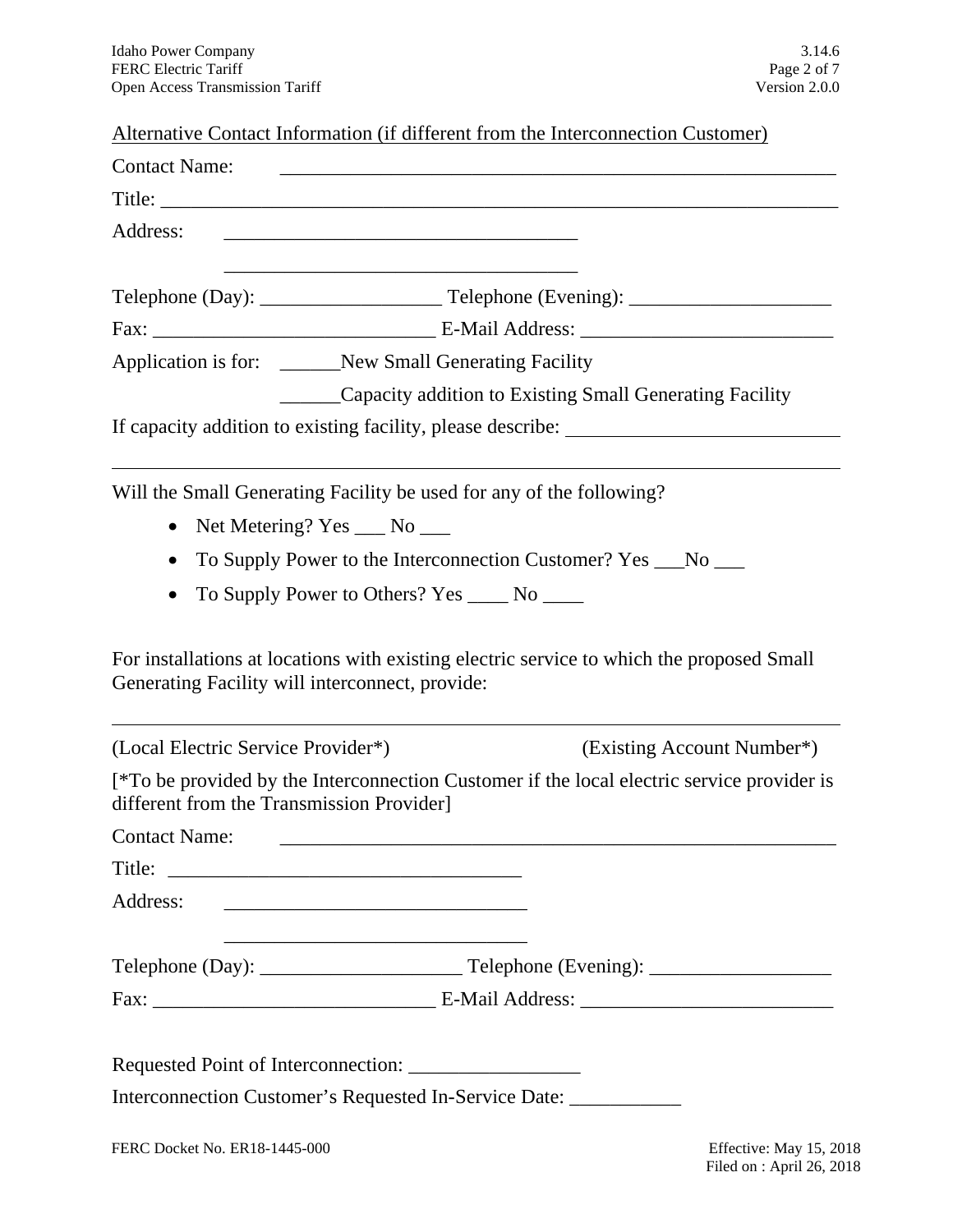<u>Alternative Contact Information (if different from the Interconnection Customer)</u>

Contact Name: ________________________________________________________

Title: ________________________________________________________________

Address: ____________________________________

____________________________________

Telephone (Day): __________________ Telephone (Evening): ____________________

Fax: ____________________________ E-Mail Address: _________________________

Application is for: ______New Small Generating Facility

______Capacity addition to Existing Small Generating Facility

If capacity addition to existing facility, please describe: ___________________________

__________________________________________________________________________

Will the Small Generating Facility be used for any of the following?

- Net Metering? Yes ___ No ___
- To Supply Power to the Interconnection Customer? Yes ___No ___
- To Supply Power to Others? Yes ____ No ____

For installations at locations with existing electric service to which the proposed Small Generating Facility will interconnect, provide:

__________________________________________________________________________

(Local Electric Service Provider*) (Existing Account Number*)

[*To be provided by the Interconnection Customer if the local electric service provider is different from the Transmission Provider]

Contact Name: ________________________________________________________

Title: ___________________________________

Address: ______________________________

______________________________

Telephone (Day): ____________________ Telephone (Evening): __________________

Fax: ____________________________ E-Mail Address: _________________________

Requested Point of Interconnection: _________________

Interconnection Customer's Requested In-Service Date: ___________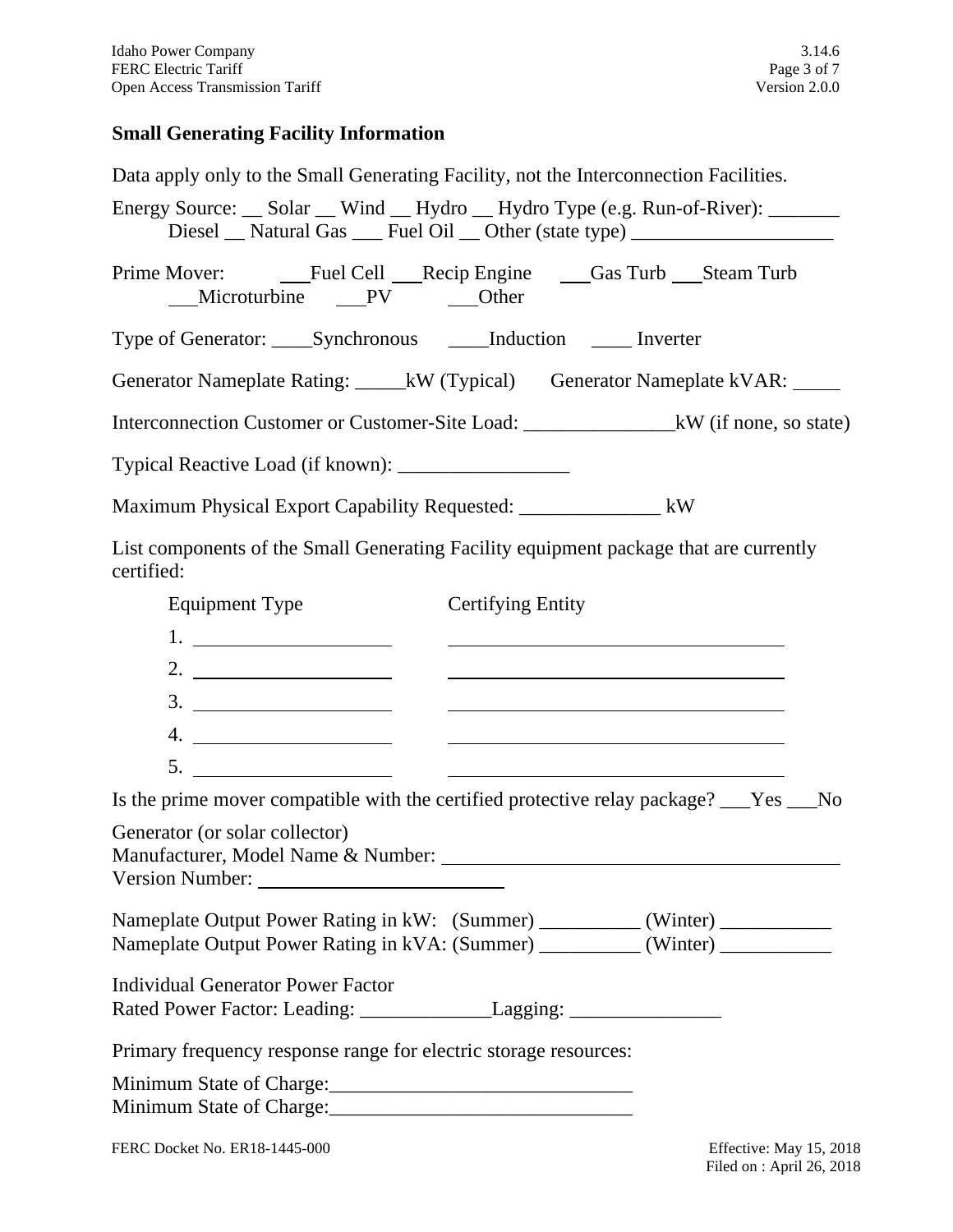## Small Generating Facility Information

Data apply only to the Small Generating Facility, not the Interconnection Facilities.

Energy Source: __ Solar __ Wind __ Hydro __ Hydro Type (e.g. Run-of-River): _______
Diesel __ Natural Gas ___ Fuel Oil __ Other (state type) ____________________

Prime Mover: ___Fuel Cell ___Recip Engine ___Gas Turb ___Steam Turb
___Microturbine ___PV ___Other

Type of Generator: ____Synchronous ____Induction ____ Inverter

Generator Nameplate Rating: _____kW (Typical) Generator Nameplate kVAR: _____

Interconnection Customer or Customer-Site Load: _______________kW (if none, so state)

Typical Reactive Load (if known): _________________

Maximum Physical Export Capability Requested: ______________ kW

List components of the Small Generating Facility equipment package that are currently certified:

| Equipment Type | Certifying Entity |
|---|---|
| 1. ____________________ | ____________________________________ |
| 2. ____________________ | ____________________________________ |
| 3. ____________________ | ____________________________________ |
| 4. ____________________ | ____________________________________ |
| 5. ____________________ | ____________________________________ |

Is the prime mover compatible with the certified protective relay package? ___Yes ___No

Generator (or solar collector)
Manufacturer, Model Name & Number: ________________________________________
Version Number: _________________________

Nameplate Output Power Rating in kW: (Summer) __________ (Winter) ___________
Nameplate Output Power Rating in kVA: (Summer) __________ (Winter) ___________

Individual Generator Power Factor
Rated Power Factor: Leading: _____________Lagging: _______________

Primary frequency response range for electric storage resources:

Minimum State of Charge:______________________________
Minimum State of Charge:______________________________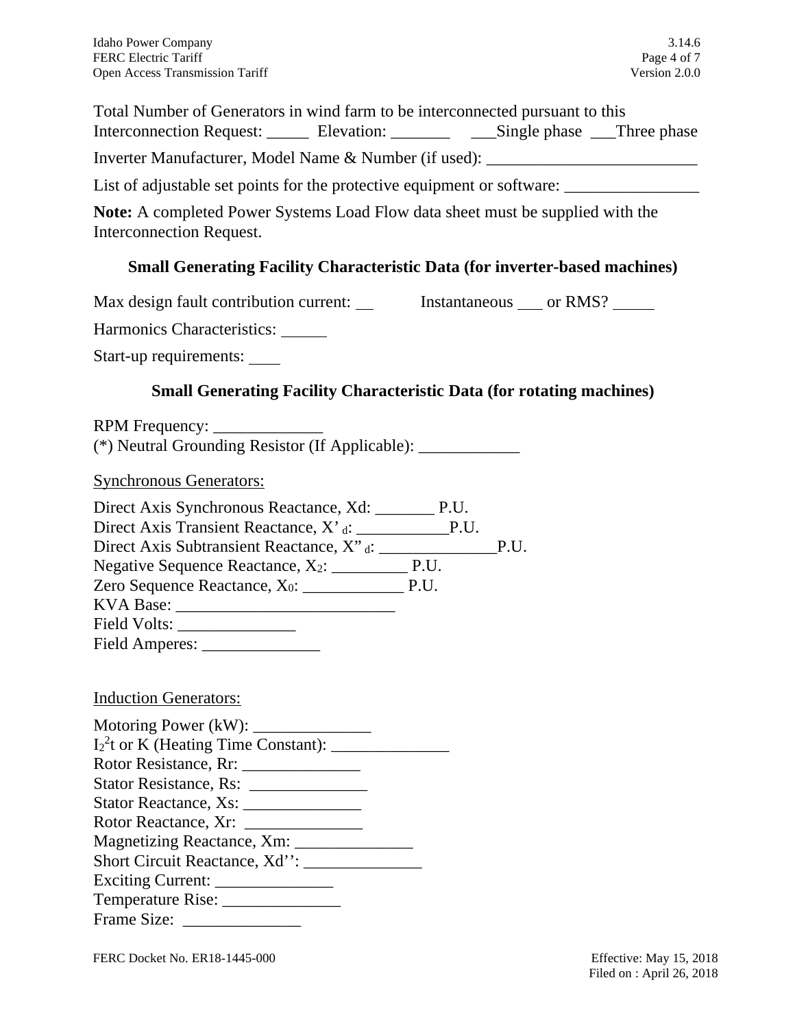Total Number of Generators in wind farm to be interconnected pursuant to this Interconnection Request: _____ Elevation: _______ ___Single phase ___Three phase

Inverter Manufacturer, Model Name & Number (if used): _________________________

List of adjustable set points for the protective equipment or software: ________________

**Note:** A completed Power Systems Load Flow data sheet must be supplied with the Interconnection Request.

## Small Generating Facility Characteristic Data (for inverter-based machines)

Max design fault contribution current: __ Instantaneous ___ or RMS? _____

Harmonics Characteristics: ______

Start-up requirements: ____

## Small Generating Facility Characteristic Data (for rotating machines)

RPM Frequency: _____________
(*) Neutral Grounding Resistor (If Applicable): ____________

Synchronous Generators:

Direct Axis Synchronous Reactance, Xd: _______ P.U.
Direct Axis Transient Reactance, $X'_d$: ___________P.U.
Direct Axis Subtransient Reactance, $X''_d$: ______________P.U.
Negative Sequence Reactance, $X_2$: _________ P.U.
Zero Sequence Reactance, $X_0$: ____________ P.U.
KVA Base: __________________________
Field Volts: ______________
Field Amperes: ______________

Induction Generators:

Motoring Power (kW): ______________
$I_2^2t$ or K (Heating Time Constant): ______________
Rotor Resistance, Rr: ______________
Stator Resistance, Rs: ______________
Stator Reactance, Xs: ______________
Rotor Reactance, Xr: ______________
Magnetizing Reactance, Xm: ______________
Short Circuit Reactance, Xd'': ______________
Exciting Current: ______________
Temperature Rise: ______________
Frame Size: ______________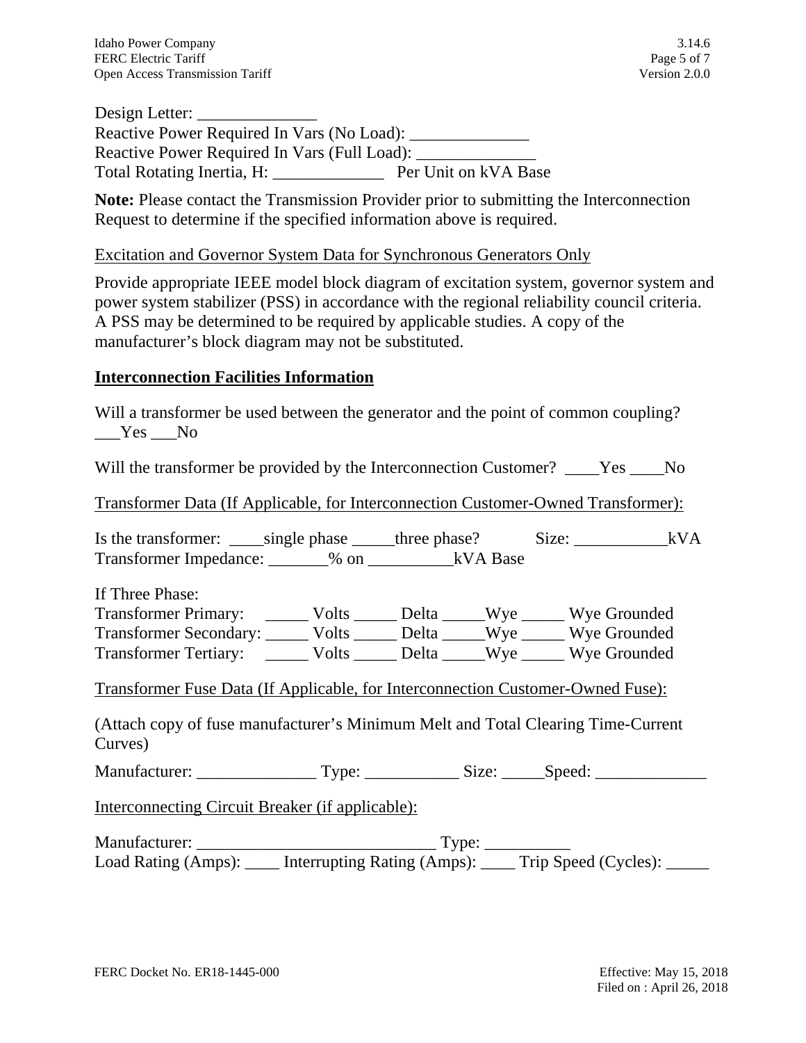Design Letter: ______________
Reactive Power Required In Vars (No Load): ______________
Reactive Power Required In Vars (Full Load): ______________
Total Rotating Inertia, H: _____________ Per Unit on kVA Base

**Note:** Please contact the Transmission Provider prior to submitting the Interconnection Request to determine if the specified information above is required.

Excitation and Governor System Data for Synchronous Generators Only

Provide appropriate IEEE model block diagram of excitation system, governor system and power system stabilizer (PSS) in accordance with the regional reliability council criteria. A PSS may be determined to be required by applicable studies. A copy of the manufacturer's block diagram may not be substituted.

## Interconnection Facilities Information

Will a transformer be used between the generator and the point of common coupling?
___Yes ___No

Will the transformer be provided by the Interconnection Customer? ____Yes ____No

Transformer Data (If Applicable, for Interconnection Customer-Owned Transformer):

Is the transformer: ____single phase _____three phase? Size: ___________kVA
Transformer Impedance: _______% on __________kVA Base

If Three Phase:
Transformer Primary: _____ Volts _____ Delta _____Wye _____ Wye Grounded
Transformer Secondary: _____ Volts _____ Delta _____Wye _____ Wye Grounded
Transformer Tertiary: _____ Volts _____ Delta _____Wye _____ Wye Grounded

Transformer Fuse Data (If Applicable, for Interconnection Customer-Owned Fuse):

(Attach copy of fuse manufacturer's Minimum Melt and Total Clearing Time-Current Curves)

Manufacturer: ______________ Type: ___________ Size: _____Speed: _____________

Interconnecting Circuit Breaker (if applicable):

Manufacturer: ____________________________ Type: __________
Load Rating (Amps): ____ Interrupting Rating (Amps): ____ Trip Speed (Cycles): _____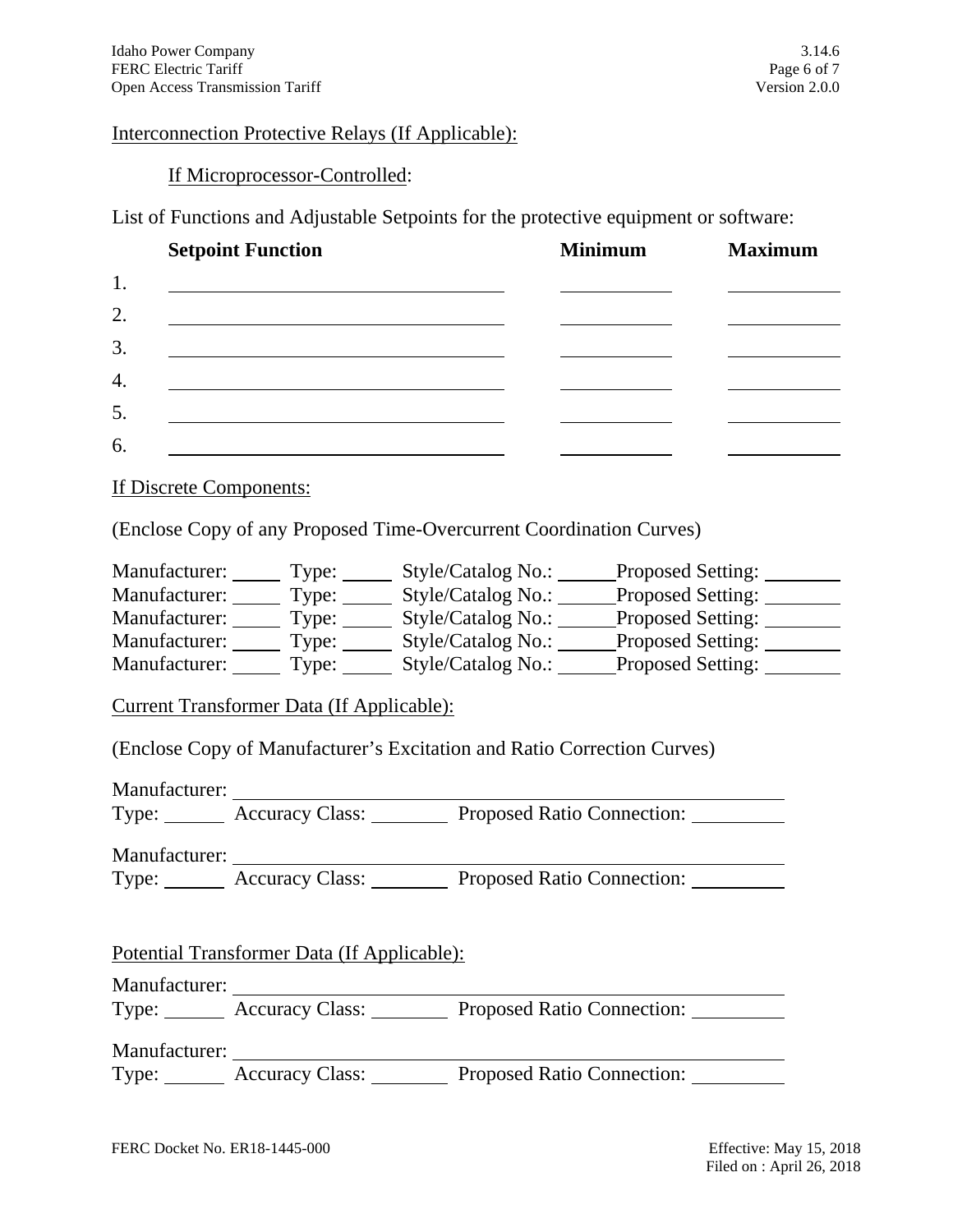Interconnection Protective Relays (If Applicable):

If Microprocessor-Controlled:

List of Functions and Adjustable Setpoints for the protective equipment or software:

| | Setpoint Function | Minimum | Maximum |
|---|---|---|---|
| 1. | | | |
| 2. | | | |
| 3. | | | |
| 4. | | | |
| 5. | | | |
| 6. | | | |

If Discrete Components:

(Enclose Copy of any Proposed Time-Overcurrent Coordination Curves)

Manufacturer: _____ Type: _____ Style/Catalog No.: ______Proposed Setting: ________
Manufacturer: _____ Type: _____ Style/Catalog No.: ______Proposed Setting: ________
Manufacturer: _____ Type: _____ Style/Catalog No.: ______Proposed Setting: ________
Manufacturer: _____ Type: _____ Style/Catalog No.: ______Proposed Setting: ________
Manufacturer: _____ Type: _____ Style/Catalog No.: ______Proposed Setting: ________

Current Transformer Data (If Applicable):

(Enclose Copy of Manufacturer's Excitation and Ratio Correction Curves)

Manufacturer: ____________________________________________
Type: ______ Accuracy Class: ________ Proposed Ratio Connection: __________

Manufacturer: ____________________________________________
Type: ______ Accuracy Class: ________ Proposed Ratio Connection: __________

Potential Transformer Data (If Applicable):

Manufacturer: ____________________________________________
Type: ______ Accuracy Class: ________ Proposed Ratio Connection: __________

Manufacturer: ____________________________________________
Type: ______ Accuracy Class: ________ Proposed Ratio Connection: __________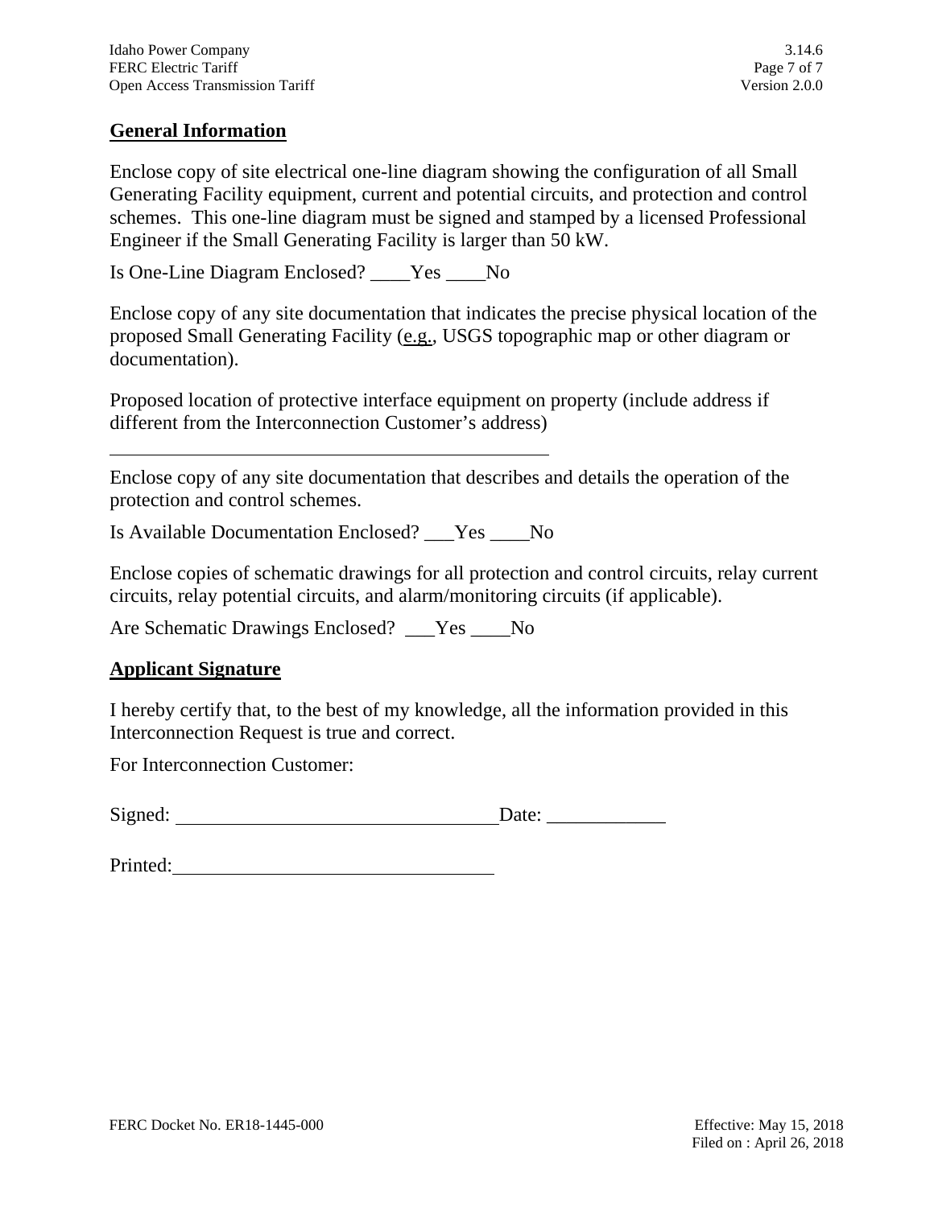## General Information

Enclose copy of site electrical one-line diagram showing the configuration of all Small Generating Facility equipment, current and potential circuits, and protection and control schemes. This one-line diagram must be signed and stamped by a licensed Professional Engineer if the Small Generating Facility is larger than 50 kW.

Is One-Line Diagram Enclosed? ____Yes ____No

Enclose copy of any site documentation that indicates the precise physical location of the proposed Small Generating Facility (e.g., USGS topographic map or other diagram or documentation).

Proposed location of protective interface equipment on property (include address if different from the Interconnection Customer's address)

_______________________________________________

Enclose copy of any site documentation that describes and details the operation of the protection and control schemes.

Is Available Documentation Enclosed? ___Yes ____No

Enclose copies of schematic drawings for all protection and control circuits, relay current circuits, relay potential circuits, and alarm/monitoring circuits (if applicable).

Are Schematic Drawings Enclosed? ___Yes ____No

## Applicant Signature

I hereby certify that, to the best of my knowledge, all the information provided in this Interconnection Request is true and correct.

For Interconnection Customer:

Signed: ________________________________Date: ____________

Printed:________________________________